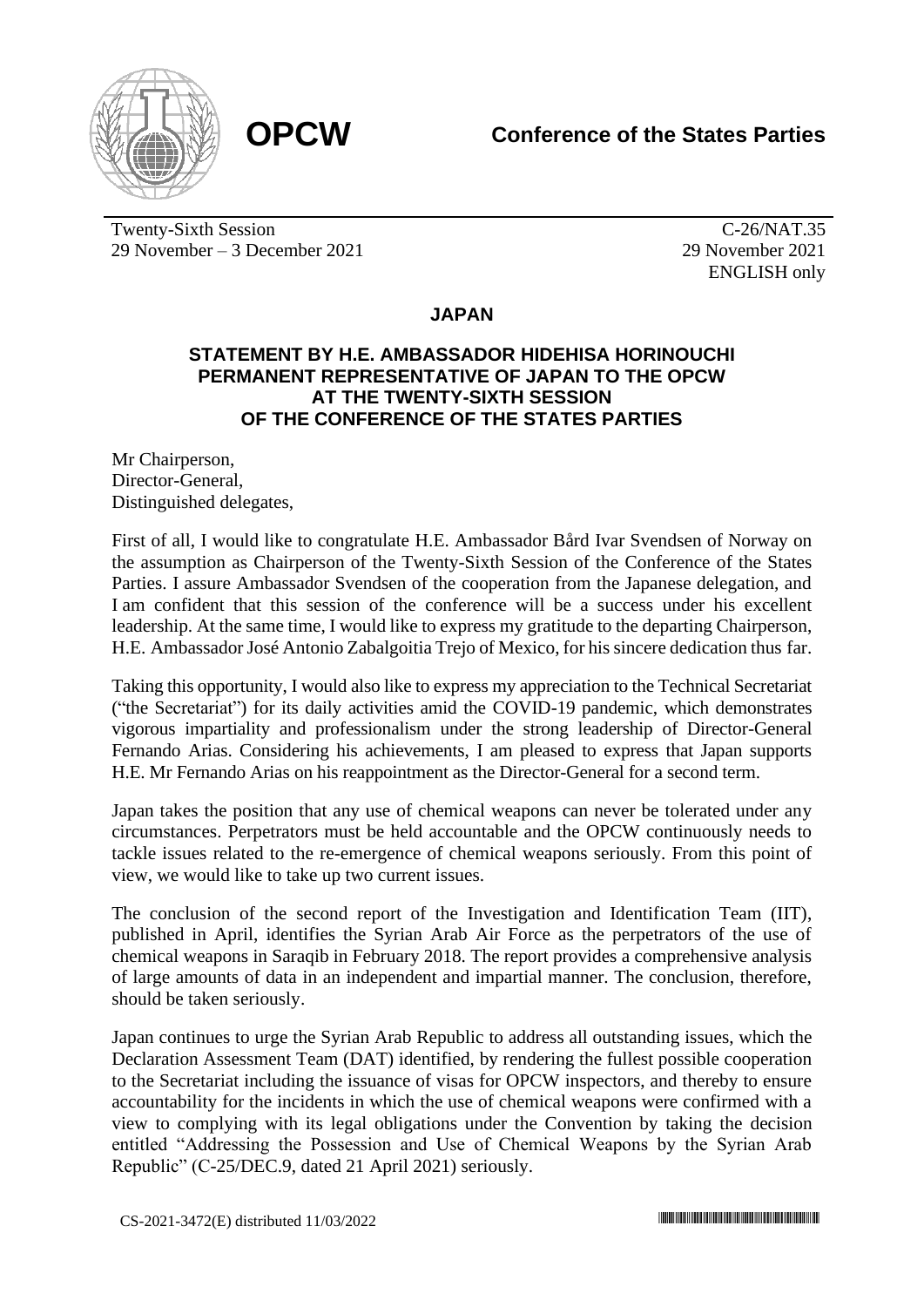**OPCW**

**Conference of the States Parties**

Twenty-Sixth Session
29 November – 3 December 2021

C-26/NAT.35
29 November 2021
ENGLISH only

## JAPAN

### STATEMENT BY H.E. AMBASSADOR HIDEHISA HORINOUCHI PERMANENT REPRESENTATIVE OF JAPAN TO THE OPCW AT THE TWENTY-SIXTH SESSION OF THE CONFERENCE OF THE STATES PARTIES

Mr Chairperson,
Director-General,
Distinguished delegates,

First of all, I would like to congratulate H.E. Ambassador Bård Ivar Svendsen of Norway on the assumption as Chairperson of the Twenty-Sixth Session of the Conference of the States Parties. I assure Ambassador Svendsen of the cooperation from the Japanese delegation, and I am confident that this session of the conference will be a success under his excellent leadership. At the same time, I would like to express my gratitude to the departing Chairperson, H.E. Ambassador José Antonio Zabalgoitia Trejo of Mexico, for his sincere dedication thus far.

Taking this opportunity, I would also like to express my appreciation to the Technical Secretariat ("the Secretariat") for its daily activities amid the COVID-19 pandemic, which demonstrates vigorous impartiality and professionalism under the strong leadership of Director-General Fernando Arias. Considering his achievements, I am pleased to express that Japan supports H.E. Mr Fernando Arias on his reappointment as the Director-General for a second term.

Japan takes the position that any use of chemical weapons can never be tolerated under any circumstances. Perpetrators must be held accountable and the OPCW continuously needs to tackle issues related to the re-emergence of chemical weapons seriously. From this point of view, we would like to take up two current issues.

The conclusion of the second report of the Investigation and Identification Team (IIT), published in April, identifies the Syrian Arab Air Force as the perpetrators of the use of chemical weapons in Saraqib in February 2018. The report provides a comprehensive analysis of large amounts of data in an independent and impartial manner. The conclusion, therefore, should be taken seriously.

Japan continues to urge the Syrian Arab Republic to address all outstanding issues, which the Declaration Assessment Team (DAT) identified, by rendering the fullest possible cooperation to the Secretariat including the issuance of visas for OPCW inspectors, and thereby to ensure accountability for the incidents in which the use of chemical weapons were confirmed with a view to complying with its legal obligations under the Convention by taking the decision entitled "Addressing the Possession and Use of Chemical Weapons by the Syrian Arab Republic" (C-25/DEC.9, dated 21 April 2021) seriously.

CS-2021-3472(E) distributed 11/03/2022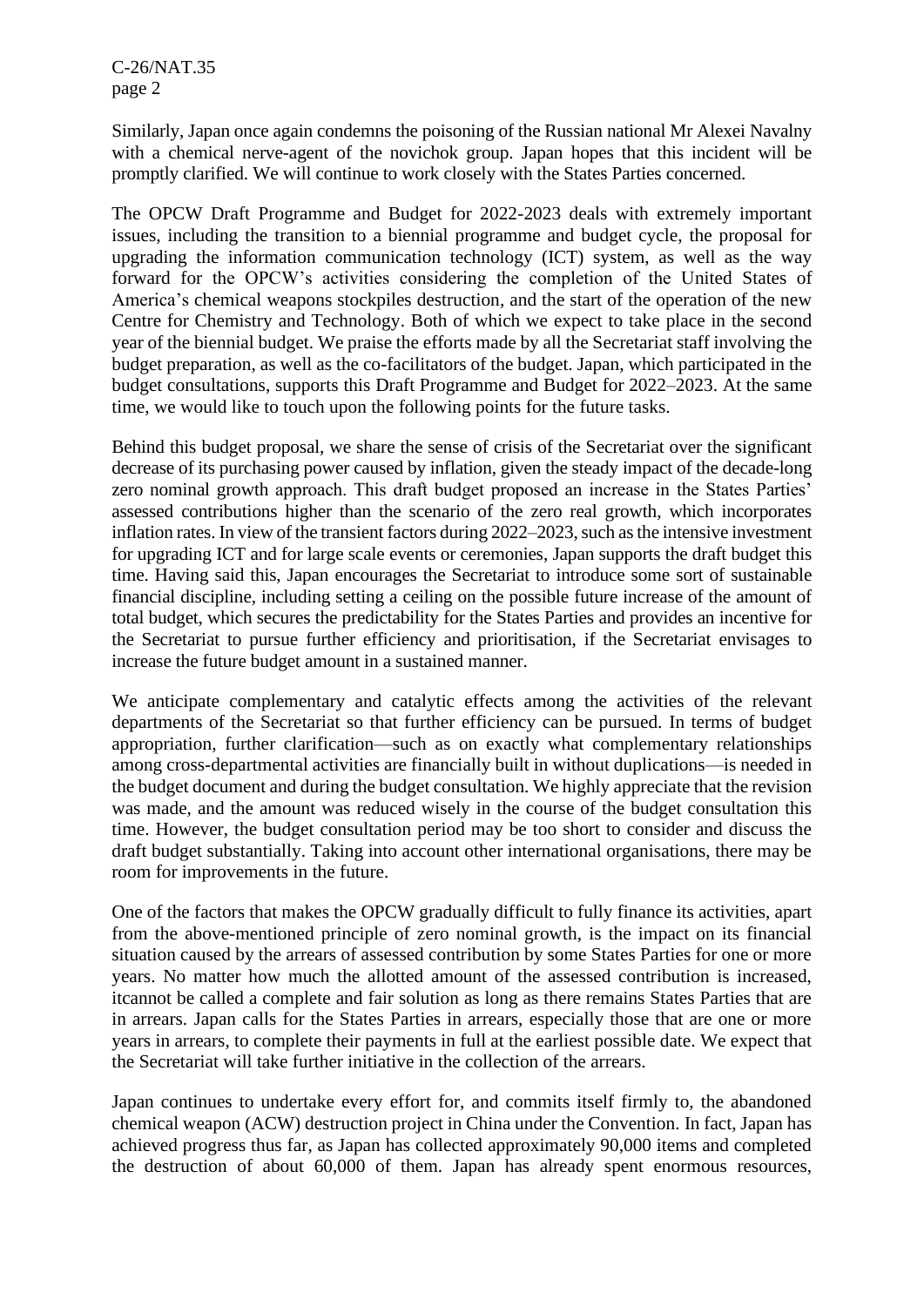Similarly, Japan once again condemns the poisoning of the Russian national Mr Alexei Navalny with a chemical nerve-agent of the novichok group. Japan hopes that this incident will be promptly clarified. We will continue to work closely with the States Parties concerned.

The OPCW Draft Programme and Budget for 2022-2023 deals with extremely important issues, including the transition to a biennial programme and budget cycle, the proposal for upgrading the information communication technology (ICT) system, as well as the way forward for the OPCW's activities considering the completion of the United States of America's chemical weapons stockpiles destruction, and the start of the operation of the new Centre for Chemistry and Technology. Both of which we expect to take place in the second year of the biennial budget. We praise the efforts made by all the Secretariat staff involving the budget preparation, as well as the co-facilitators of the budget. Japan, which participated in the budget consultations, supports this Draft Programme and Budget for 2022–2023. At the same time, we would like to touch upon the following points for the future tasks.

Behind this budget proposal, we share the sense of crisis of the Secretariat over the significant decrease of its purchasing power caused by inflation, given the steady impact of the decade-long zero nominal growth approach. This draft budget proposed an increase in the States Parties' assessed contributions higher than the scenario of the zero real growth, which incorporates inflation rates. In view of the transient factors during 2022–2023, such as the intensive investment for upgrading ICT and for large scale events or ceremonies, Japan supports the draft budget this time. Having said this, Japan encourages the Secretariat to introduce some sort of sustainable financial discipline, including setting a ceiling on the possible future increase of the amount of total budget, which secures the predictability for the States Parties and provides an incentive for the Secretariat to pursue further efficiency and prioritisation, if the Secretariat envisages to increase the future budget amount in a sustained manner.

We anticipate complementary and catalytic effects among the activities of the relevant departments of the Secretariat so that further efficiency can be pursued. In terms of budget appropriation, further clarification—such as on exactly what complementary relationships among cross-departmental activities are financially built in without duplications—is needed in the budget document and during the budget consultation. We highly appreciate that the revision was made, and the amount was reduced wisely in the course of the budget consultation this time. However, the budget consultation period may be too short to consider and discuss the draft budget substantially. Taking into account other international organisations, there may be room for improvements in the future.

One of the factors that makes the OPCW gradually difficult to fully finance its activities, apart from the above-mentioned principle of zero nominal growth, is the impact on its financial situation caused by the arrears of assessed contribution by some States Parties for one or more years. No matter how much the allotted amount of the assessed contribution is increased, itcannot be called a complete and fair solution as long as there remains States Parties that are in arrears. Japan calls for the States Parties in arrears, especially those that are one or more years in arrears, to complete their payments in full at the earliest possible date. We expect that the Secretariat will take further initiative in the collection of the arrears.

Japan continues to undertake every effort for, and commits itself firmly to, the abandoned chemical weapon (ACW) destruction project in China under the Convention. In fact, Japan has achieved progress thus far, as Japan has collected approximately 90,000 items and completed the destruction of about 60,000 of them. Japan has already spent enormous resources,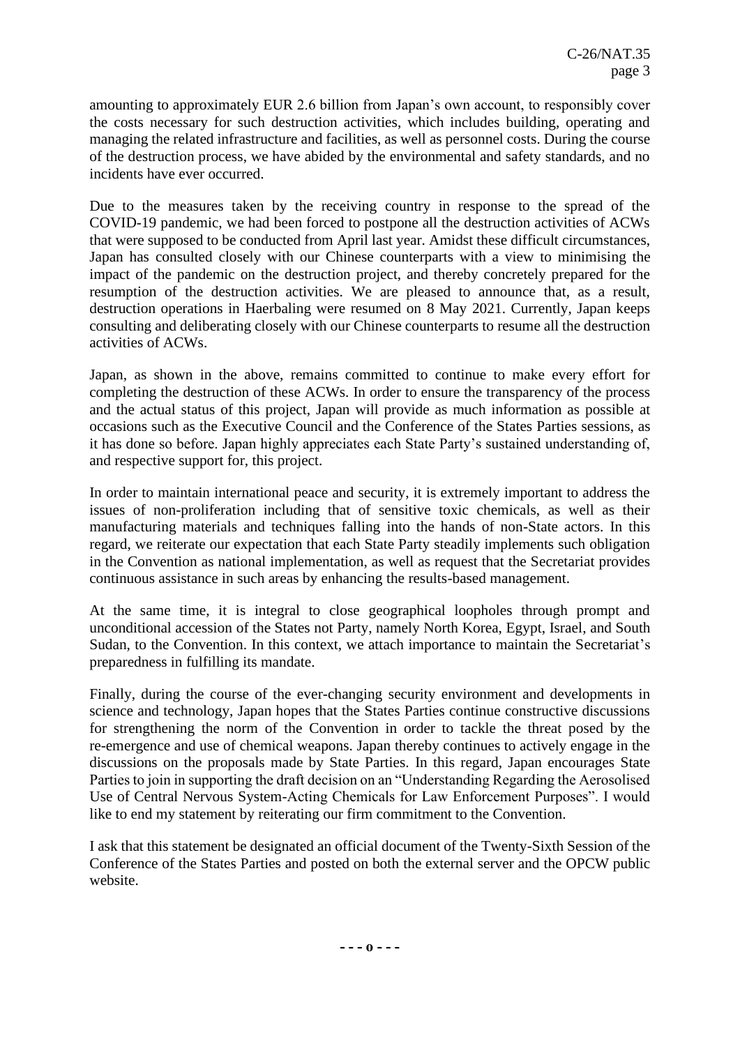amounting to approximately EUR 2.6 billion from Japan's own account, to responsibly cover the costs necessary for such destruction activities, which includes building, operating and managing the related infrastructure and facilities, as well as personnel costs. During the course of the destruction process, we have abided by the environmental and safety standards, and no incidents have ever occurred.

Due to the measures taken by the receiving country in response to the spread of the COVID-19 pandemic, we had been forced to postpone all the destruction activities of ACWs that were supposed to be conducted from April last year. Amidst these difficult circumstances, Japan has consulted closely with our Chinese counterparts with a view to minimising the impact of the pandemic on the destruction project, and thereby concretely prepared for the resumption of the destruction activities. We are pleased to announce that, as a result, destruction operations in Haerbaling were resumed on 8 May 2021. Currently, Japan keeps consulting and deliberating closely with our Chinese counterparts to resume all the destruction activities of ACWs.

Japan, as shown in the above, remains committed to continue to make every effort for completing the destruction of these ACWs. In order to ensure the transparency of the process and the actual status of this project, Japan will provide as much information as possible at occasions such as the Executive Council and the Conference of the States Parties sessions, as it has done so before. Japan highly appreciates each State Party's sustained understanding of, and respective support for, this project.

In order to maintain international peace and security, it is extremely important to address the issues of non-proliferation including that of sensitive toxic chemicals, as well as their manufacturing materials and techniques falling into the hands of non-State actors. In this regard, we reiterate our expectation that each State Party steadily implements such obligation in the Convention as national implementation, as well as request that the Secretariat provides continuous assistance in such areas by enhancing the results-based management.

At the same time, it is integral to close geographical loopholes through prompt and unconditional accession of the States not Party, namely North Korea, Egypt, Israel, and South Sudan, to the Convention. In this context, we attach importance to maintain the Secretariat's preparedness in fulfilling its mandate.

Finally, during the course of the ever-changing security environment and developments in science and technology, Japan hopes that the States Parties continue constructive discussions for strengthening the norm of the Convention in order to tackle the threat posed by the re-emergence and use of chemical weapons. Japan thereby continues to actively engage in the discussions on the proposals made by State Parties. In this regard, Japan encourages State Parties to join in supporting the draft decision on an "Understanding Regarding the Aerosolised Use of Central Nervous System-Acting Chemicals for Law Enforcement Purposes". I would like to end my statement by reiterating our firm commitment to the Convention.

I ask that this statement be designated an official document of the Twenty-Sixth Session of the Conference of the States Parties and posted on both the external server and the OPCW public website.

**- - - o - - -**